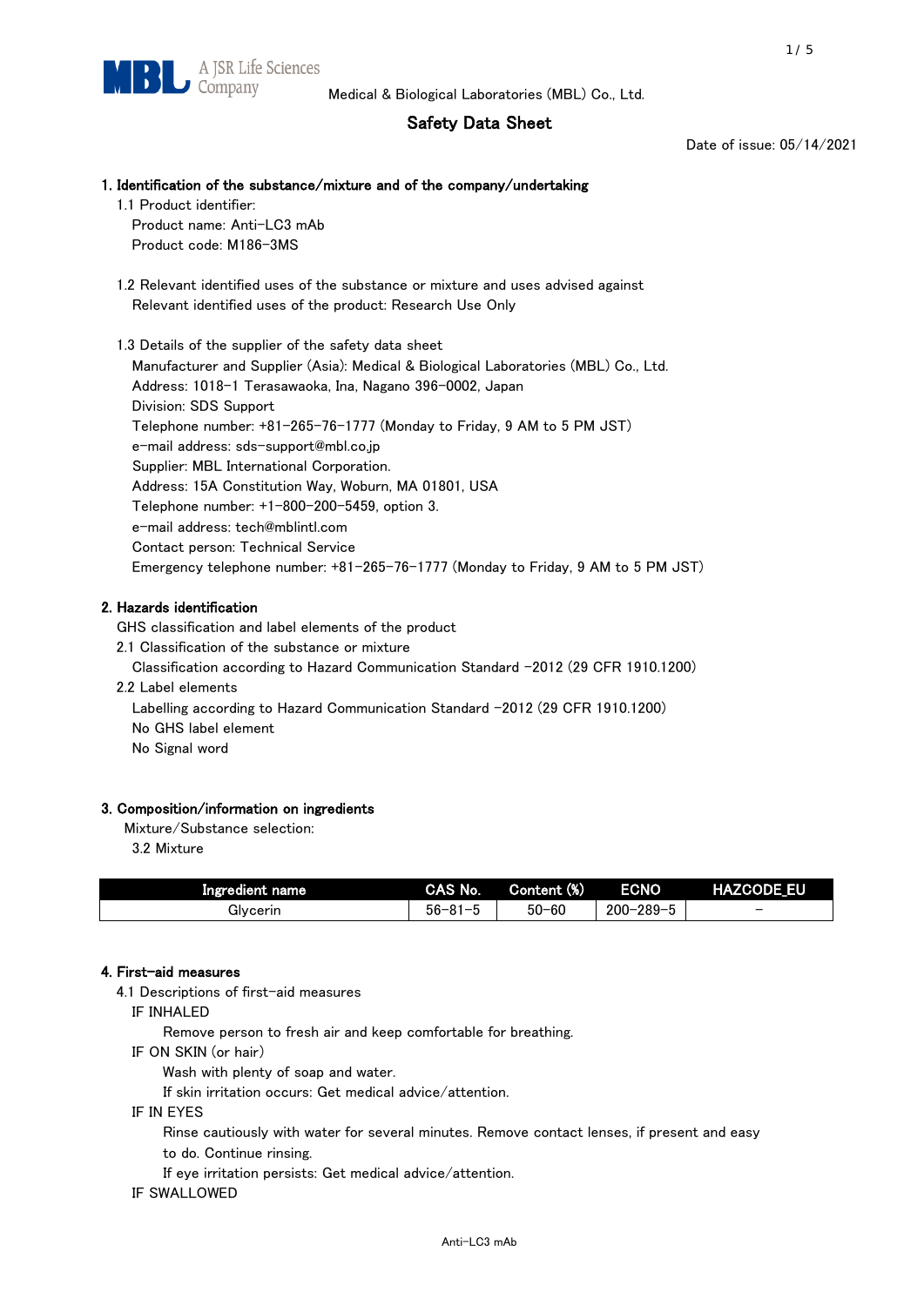Medical & Biological Laboratories (MBL) Co., Ltd.

# Safety Data Sheet

Date of issue: 05/14/2021

## 1. Identification of the substance/mixture and of the company/undertaking

1.1 Product identifier:

Product name: Anti-LC3 mAb

Product code: M186-3MS

1.2 Relevant identified uses of the substance or mixture and uses advised against

Relevant identified uses of the product: Research Use Only

1.3 Details of the supplier of the safety data sheet

Manufacturer and Supplier (Asia): Medical & Biological Laboratories (MBL) Co., Ltd.

Address: 1018-1 Terasawaoka, Ina, Nagano 396-0002, Japan

Division: SDS Support

Telephone number: +81-265-76-1777 (Monday to Friday, 9 AM to 5 PM JST)

e-mail address: sds-support@mbl.co.jp

Supplier: MBL International Corporation.

Address: 15A Constitution Way, Woburn, MA 01801, USA

Telephone number: +1-800-200-5459, option 3.

e-mail address: tech@mblintl.com

Contact person: Technical Service

Emergency telephone number: +81-265-76-1777 (Monday to Friday, 9 AM to 5 PM JST)

## 2. Hazards identification

GHS classification and label elements of the product

2.1 Classification of the substance or mixture

Classification according to Hazard Communication Standard -2012 (29 CFR 1910.1200)

2.2 Label elements

Labelling according to Hazard Communication Standard -2012 (29 CFR 1910.1200)

No GHS label element

No Signal word

## 3. Composition/information on ingredients

Mixture/Substance selection:

3.2 Mixture

| Ingredient name | CAS No. | Content (%) | ECNO | HAZCODE_EU |
|---|---|---|---|---|
| Glycerin | 56-81-5 | 50-60 | 200-289-5 | - |

## 4. First-aid measures

4.1 Descriptions of first-aid measures

IF INHALED

Remove person to fresh air and keep comfortable for breathing.

IF ON SKIN (or hair)

Wash with plenty of soap and water.

If skin irritation occurs: Get medical advice/attention.

IF IN EYES

Rinse cautiously with water for several minutes. Remove contact lenses, if present and easy to do. Continue rinsing.

If eye irritation persists: Get medical advice/attention.

IF SWALLOWED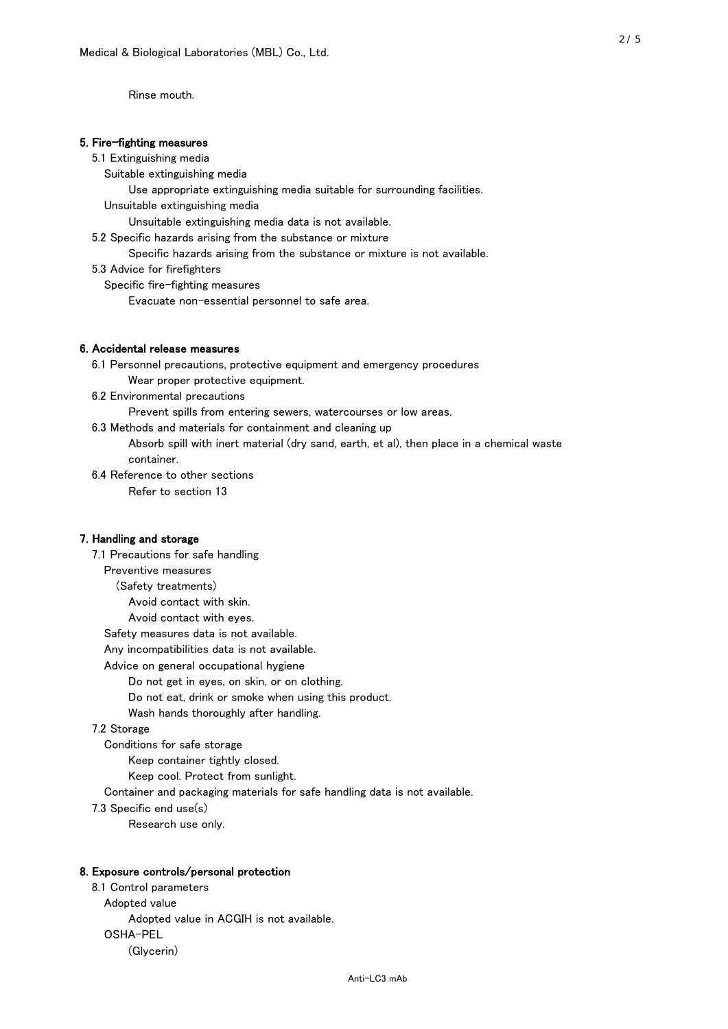Rinse mouth.

## 5. Fire-fighting measures

5.1 Extinguishing media

Suitable extinguishing media

Use appropriate extinguishing media suitable for surrounding facilities.

Unsuitable extinguishing media

Unsuitable extinguishing media data is not available.

5.2 Specific hazards arising from the substance or mixture

Specific hazards arising from the substance or mixture is not available.

5.3 Advice for firefighters

Specific fire-fighting measures

Evacuate non-essential personnel to safe area.

## 6. Accidental release measures

6.1 Personnel precautions, protective equipment and emergency procedures

Wear proper protective equipment.

6.2 Environmental precautions

Prevent spills from entering sewers, watercourses or low areas.

6.3 Methods and materials for containment and cleaning up

Absorb spill with inert material (dry sand, earth, et al), then place in a chemical waste container.

6.4 Reference to other sections

Refer to section 13

## 7. Handling and storage

7.1 Precautions for safe handling

Preventive measures

(Safety treatments)

Avoid contact with skin.

Avoid contact with eyes.

Safety measures data is not available.

Any incompatibilities data is not available.

Advice on general occupational hygiene

Do not get in eyes, on skin, or on clothing.

Do not eat, drink or smoke when using this product.

Wash hands thoroughly after handling.

7.2 Storage

Conditions for safe storage

Keep container tightly closed.

Keep cool. Protect from sunlight.

Container and packaging materials for safe handling data is not available.

7.3 Specific end use(s)

Research use only.

## 8. Exposure controls/personal protection

8.1 Control parameters

Adopted value

Adopted value in ACGIH is not available.

OSHA-PEL

(Glycerin)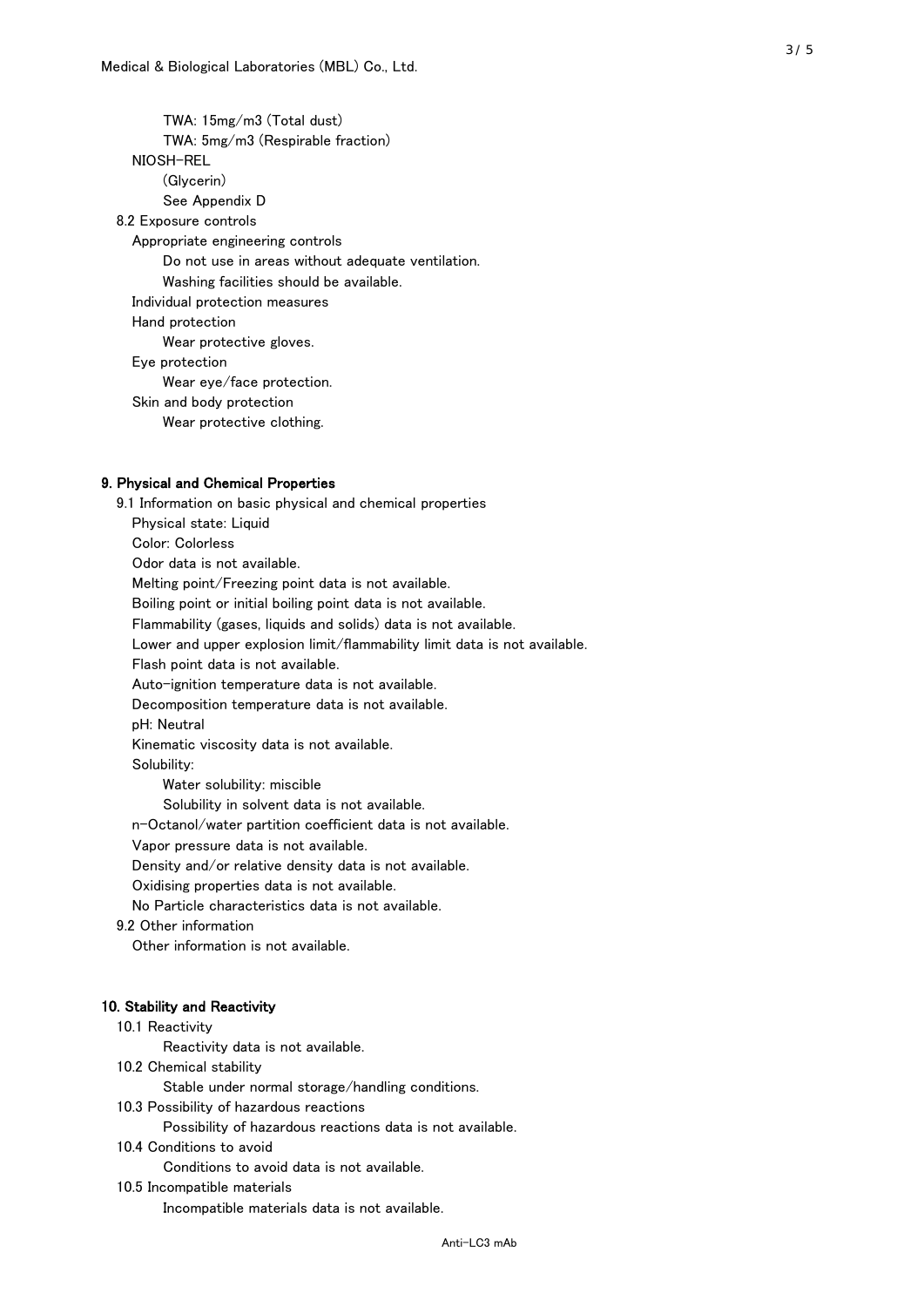TWA: 15mg/m3 (Total dust)

TWA: 5mg/m3 (Respirable fraction)

NIOSH-REL

(Glycerin)

See Appendix D

8.2 Exposure controls

Appropriate engineering controls

Do not use in areas without adequate ventilation.

Washing facilities should be available.

Individual protection measures

Hand protection

Wear protective gloves.

Eye protection

Wear eye/face protection.

Skin and body protection

Wear protective clothing.

## 9. Physical and Chemical Properties

9.1 Information on basic physical and chemical properties

Physical state: Liquid

Color: Colorless

Odor data is not available.

Melting point/Freezing point data is not available.

Boiling point or initial boiling point data is not available.

Flammability (gases, liquids and solids) data is not available.

Lower and upper explosion limit/flammability limit data is not available.

Flash point data is not available.

Auto-ignition temperature data is not available.

Decomposition temperature data is not available.

pH: Neutral

Kinematic viscosity data is not available.

Solubility:

Water solubility: miscible

Solubility in solvent data is not available.

n-Octanol/water partition coefficient data is not available.

Vapor pressure data is not available.

Density and/or relative density data is not available.

Oxidising properties data is not available.

No Particle characteristics data is not available.

9.2 Other information

Other information is not available.

## 10. Stability and Reactivity

10.1 Reactivity

Reactivity data is not available.

10.2 Chemical stability

Stable under normal storage/handling conditions.

10.3 Possibility of hazardous reactions

Possibility of hazardous reactions data is not available.

10.4 Conditions to avoid

Conditions to avoid data is not available.

10.5 Incompatible materials

Incompatible materials data is not available.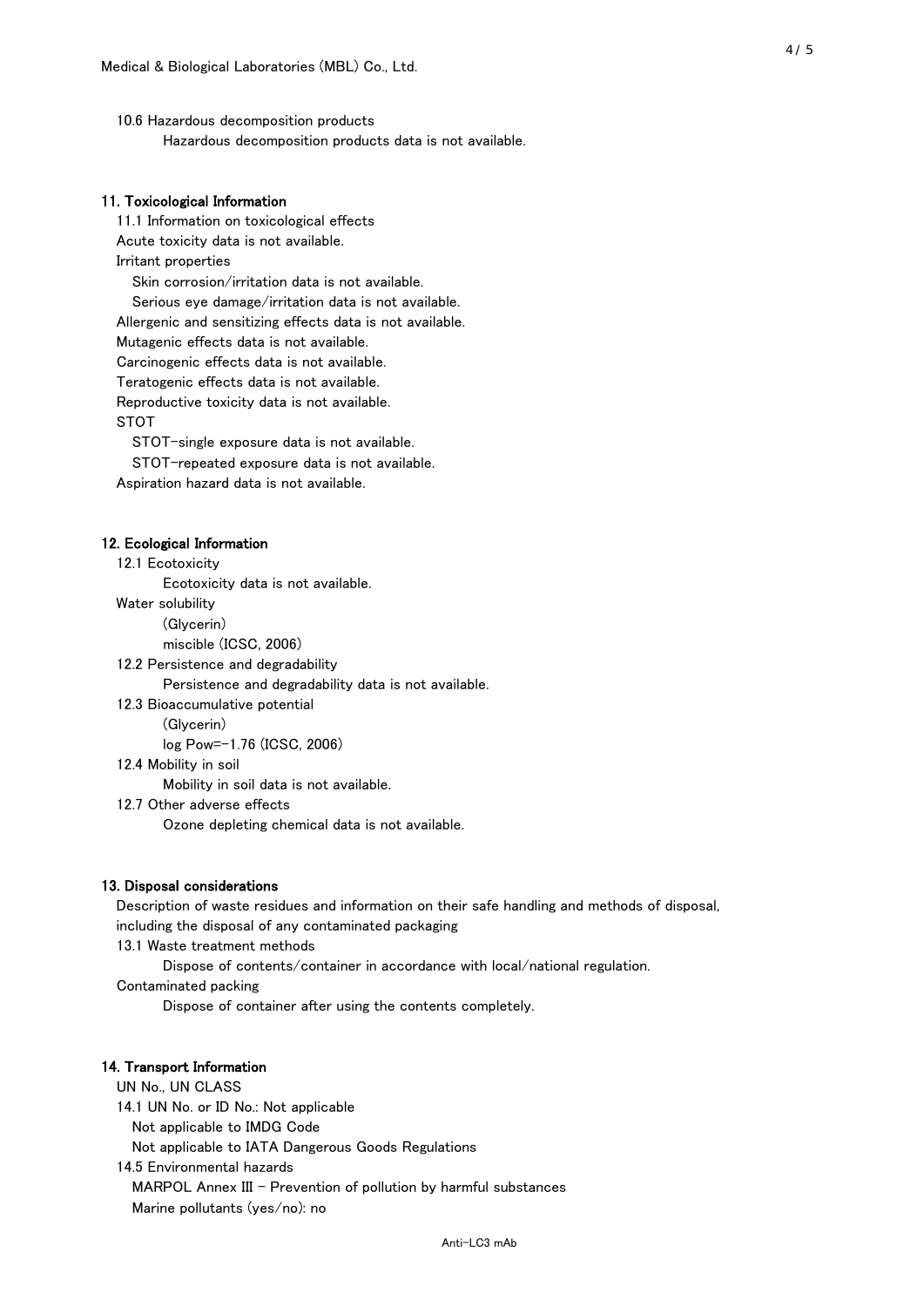10.6 Hazardous decomposition products

Hazardous decomposition products data is not available.

## 11. Toxicological Information

11.1 Information on toxicological effects

Acute toxicity data is not available.

Irritant properties

Skin corrosion/irritation data is not available.

Serious eye damage/irritation data is not available.

Allergenic and sensitizing effects data is not available.

Mutagenic effects data is not available.

Carcinogenic effects data is not available.

Teratogenic effects data is not available.

Reproductive toxicity data is not available.

STOT

STOT-single exposure data is not available.

STOT-repeated exposure data is not available.

Aspiration hazard data is not available.

## 12. Ecological Information

12.1 Ecotoxicity

Ecotoxicity data is not available.

Water solubility

(Glycerin)

miscible (ICSC, 2006)

12.2 Persistence and degradability

Persistence and degradability data is not available.

12.3 Bioaccumulative potential

(Glycerin)

log Pow=-1.76 (ICSC, 2006)

12.4 Mobility in soil

Mobility in soil data is not available.

12.7 Other adverse effects

Ozone depleting chemical data is not available.

## 13. Disposal considerations

Description of waste residues and information on their safe handling and methods of disposal, including the disposal of any contaminated packaging

13.1 Waste treatment methods

Dispose of contents/container in accordance with local/national regulation.

Contaminated packing

Dispose of container after using the contents completely.

## 14. Transport Information

UN No., UN CLASS

14.1 UN No. or ID No.: Not applicable

Not applicable to IMDG Code

Not applicable to IATA Dangerous Goods Regulations

14.5 Environmental hazards

MARPOL Annex III - Prevention of pollution by harmful substances

Marine pollutants (yes/no): no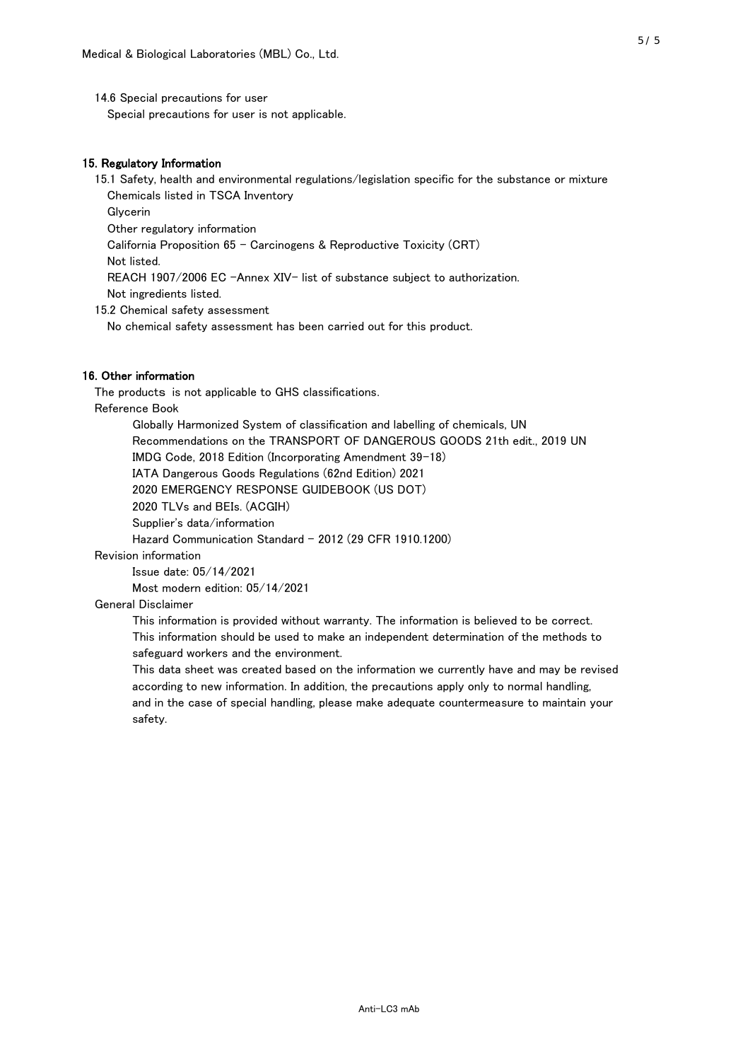14.6 Special precautions for user

Special precautions for user is not applicable.

## 15. Regulatory Information

15.1 Safety, health and environmental regulations/legislation specific for the substance or mixture

Chemicals listed in TSCA Inventory

Glycerin

Other regulatory information

California Proposition 65 - Carcinogens & Reproductive Toxicity (CRT)

Not listed.

REACH 1907/2006 EC -Annex XIV- list of substance subject to authorization.

Not ingredients listed.

15.2 Chemical safety assessment

No chemical safety assessment has been carried out for this product.

## 16. Other information

The products is not applicable to GHS classifications.

Reference Book

Globally Harmonized System of classification and labelling of chemicals, UN

Recommendations on the TRANSPORT OF DANGEROUS GOODS 21th edit., 2019 UN

IMDG Code, 2018 Edition (Incorporating Amendment 39-18)

IATA Dangerous Goods Regulations (62nd Edition) 2021

2020 EMERGENCY RESPONSE GUIDEBOOK (US DOT)

2020 TLVs and BEIs. (ACGIH)

Supplier's data/information

Hazard Communication Standard - 2012 (29 CFR 1910.1200)

Revision information

Issue date: 05/14/2021

Most modern edition: 05/14/2021

General Disclaimer

This information is provided without warranty. The information is believed to be correct. This information should be used to make an independent determination of the methods to safeguard workers and the environment.

This data sheet was created based on the information we currently have and may be revised according to new information. In addition, the precautions apply only to normal handling, and in the case of special handling, please make adequate countermeasure to maintain your safety.